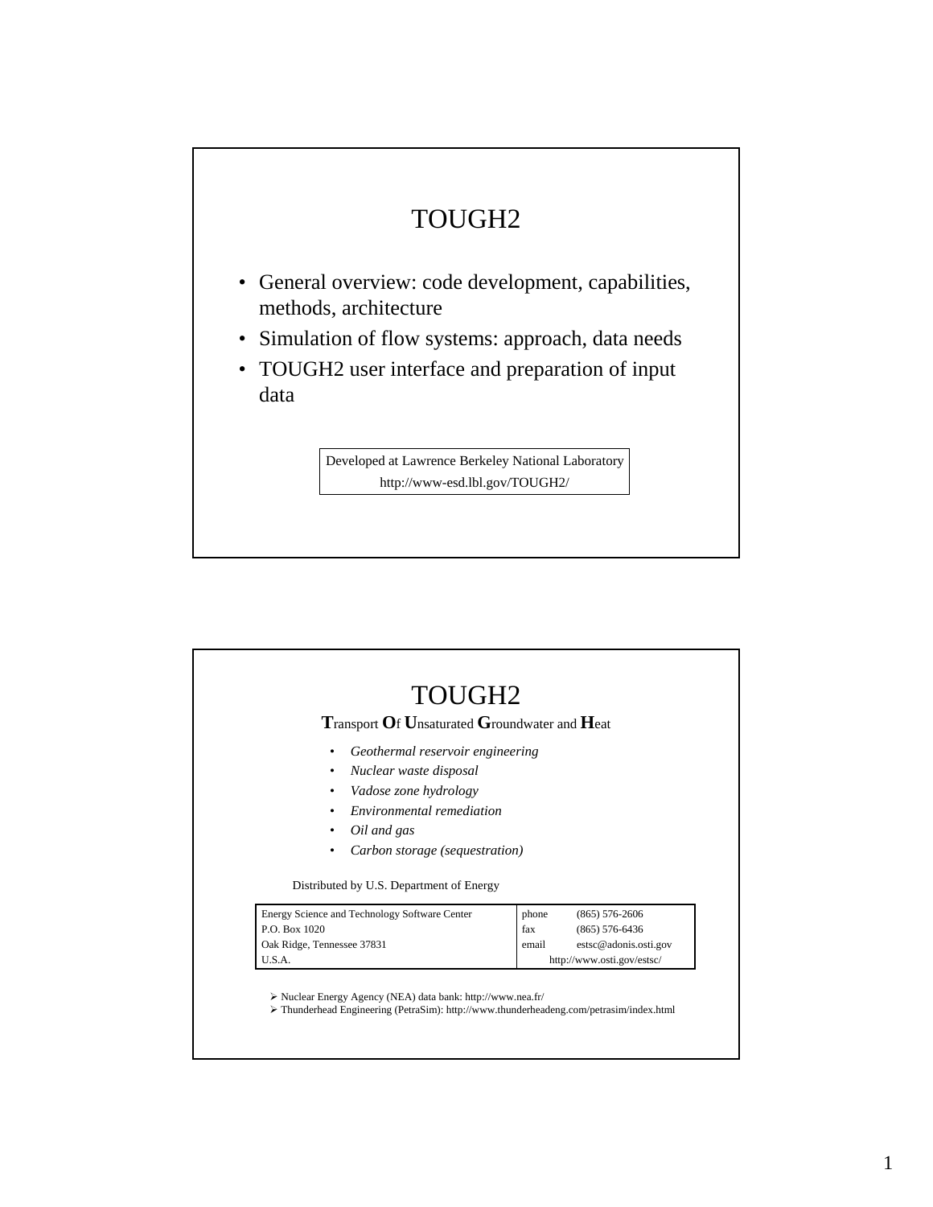# TOUGH2

- General overview: code development, capabilities, methods, architecture
- Simulation of flow systems: approach, data needs
- TOUGH2 user interface and preparation of input data

Developed at Lawrence Berkeley National Laboratory
http://www-esd.lbl.gov/TOUGH2/

# TOUGH2

**T**ransport **O**f **U**nsaturated **G**roundwater and **H**eat

- *Geothermal reservoir engineering*
- *Nuclear waste disposal*
- *Vadose zone hydrology*
- *Environmental remediation*
- *Oil and gas*
- *Carbon storage (sequestration)*

Distributed by U.S. Department of Energy

| Energy Science and Technology Software Center | phone | (865) 576-2606 |
|---|---|---|
| P.O. Box 1020 | fax | (865) 576-6436 |
| Oak Ridge, Tennessee 37831 | email | estsc@adonis.osti.gov |
| U.S.A. | http://www.osti.gov/estsc/ | |

- Nuclear Energy Agency (NEA) data bank: http://www.nea.fr/
- Thunderhead Engineering (PetraSim): http://www.thunderheadeng.com/petrasim/index.html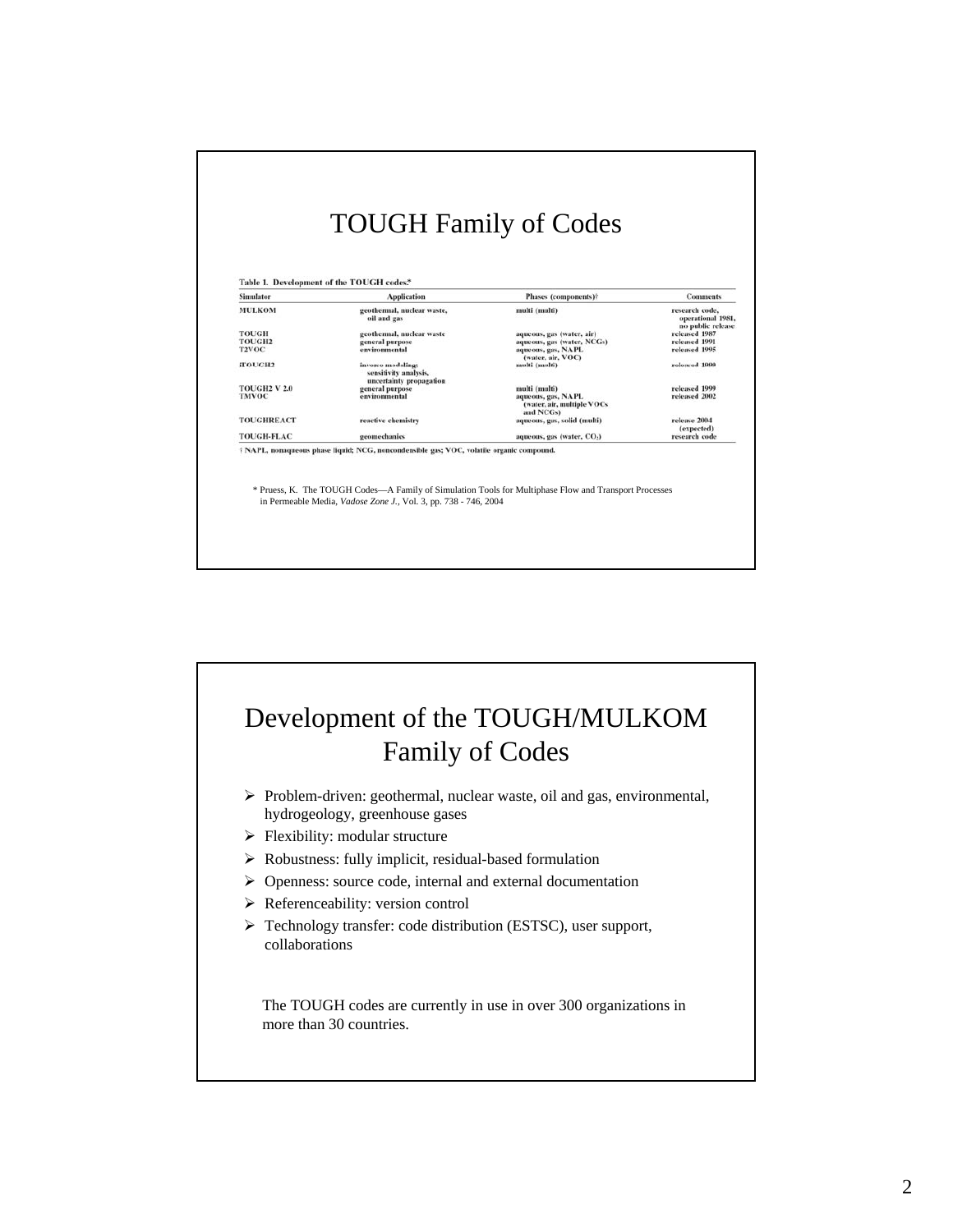# TOUGH Family of Codes

**Table 1. Development of the TOUGH codes.***

| Simulator | Application | Phases (components)† | Comments |
|---|---|---|---|
| MULKOM | geothermal, nuclear waste, oil and gas | multi (multi) | research code, operational 1981, no public release |
| TOUGH | geothermal, nuclear waste | aqueous, gas (water, air) | released 1987 |
| TOUGH2 | general purpose | aqueous, gas (water, NCGs) | released 1991 |
| T2VOC | environmental | aqueous, gas, NAPL (water, air, VOC) | released 1995 |
| iTOUGH2 | inverse modeling; sensitivity analysis, uncertainty propagation | multi (multi) | released 1999 |
| TOUGH2 V 2.0 | general purpose | multi (multi) | released 1999 |
| TMVOC | environmental | aqueous, gas, NAPL (water, air, multiple VOCs and NCGs) | released 2002 |
| TOUGHREACT | reactive chemistry | aqueous, gas, solid (multi) | release 2004 (expected) |
| TOUGH-FLAC | geomechanics | aqueous, gas (water, $CO_2$) | research code |

† NAPL, nonaqueous phase liquid; NCG, noncondensible gas; VOC, volatile organic compound.

\* Pruess, K. The TOUGH Codes—A Family of Simulation Tools for Multiphase Flow and Transport Processes in Permeable Media, *Vadose Zone J.*, Vol. 3, pp. 738 - 746, 2004

# Development of the TOUGH/MULKOM Family of Codes

- Problem-driven: geothermal, nuclear waste, oil and gas, environmental, hydrogeology, greenhouse gases
- Flexibility: modular structure
- Robustness: fully implicit, residual-based formulation
- Openness: source code, internal and external documentation
- Referenceability: version control
- Technology transfer: code distribution (ESTSC), user support, collaborations

The TOUGH codes are currently in use in over 300 organizations in more than 30 countries.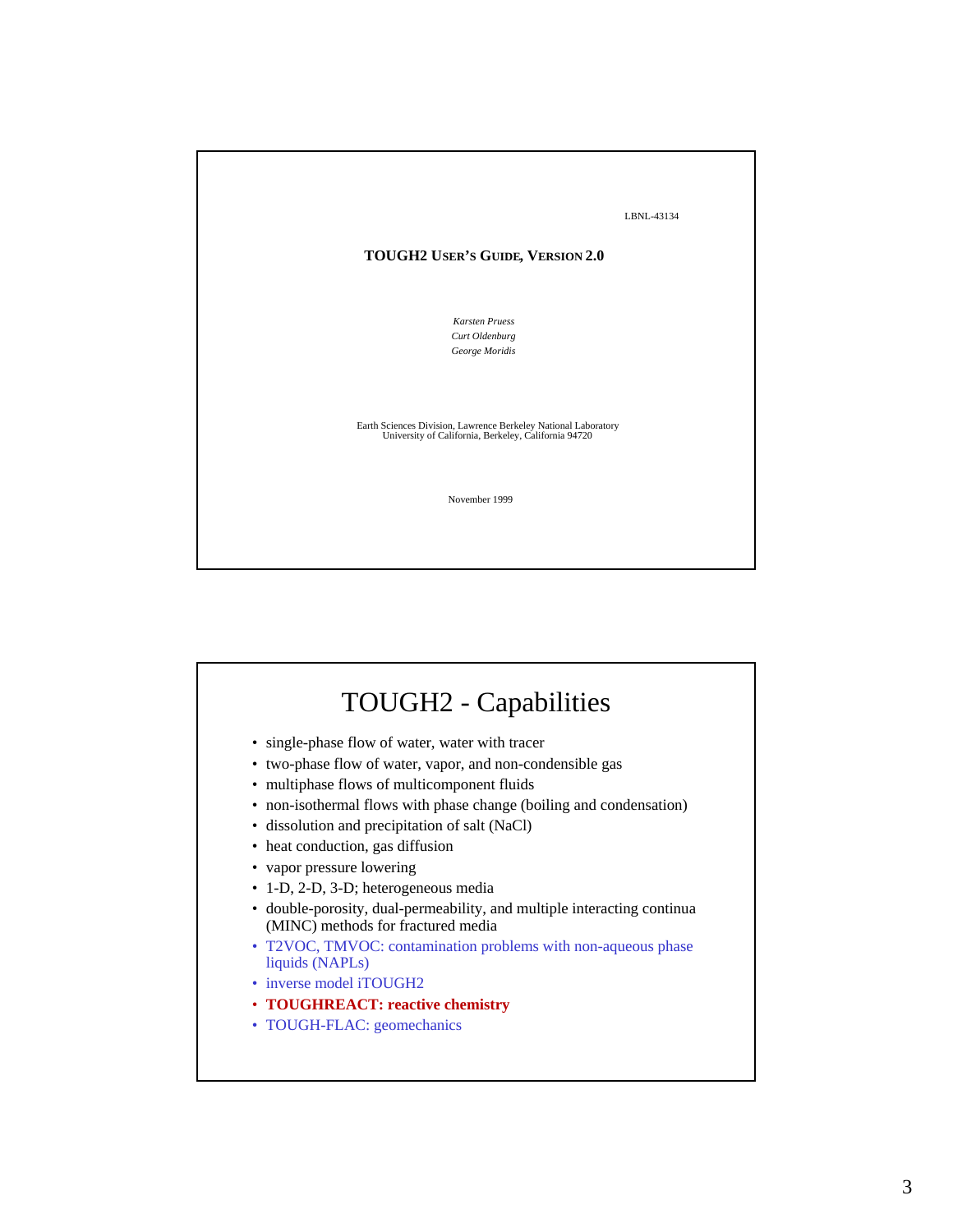LBNL-43134

**TOUGH2 USER'S GUIDE, VERSION 2.0**

*Karsten Pruess*
*Curt Oldenburg*
*George Moridis*

Earth Sciences Division, Lawrence Berkeley National Laboratory
University of California, Berkeley, California 94720

November 1999

# TOUGH2 - Capabilities

- single-phase flow of water, water with tracer
- two-phase flow of water, vapor, and non-condensible gas
- multiphase flows of multicomponent fluids
- non-isothermal flows with phase change (boiling and condensation)
- dissolution and precipitation of salt (NaCl)
- heat conduction, gas diffusion
- vapor pressure lowering
- 1-D, 2-D, 3-D; heterogeneous media
- double-porosity, dual-permeability, and multiple interacting continua (MINC) methods for fractured media
- T2VOC, TMVOC: contamination problems with non-aqueous phase liquids (NAPLs)
- inverse model iTOUGH2
- **TOUGHREACT: reactive chemistry**
- TOUGH-FLAC: geomechanics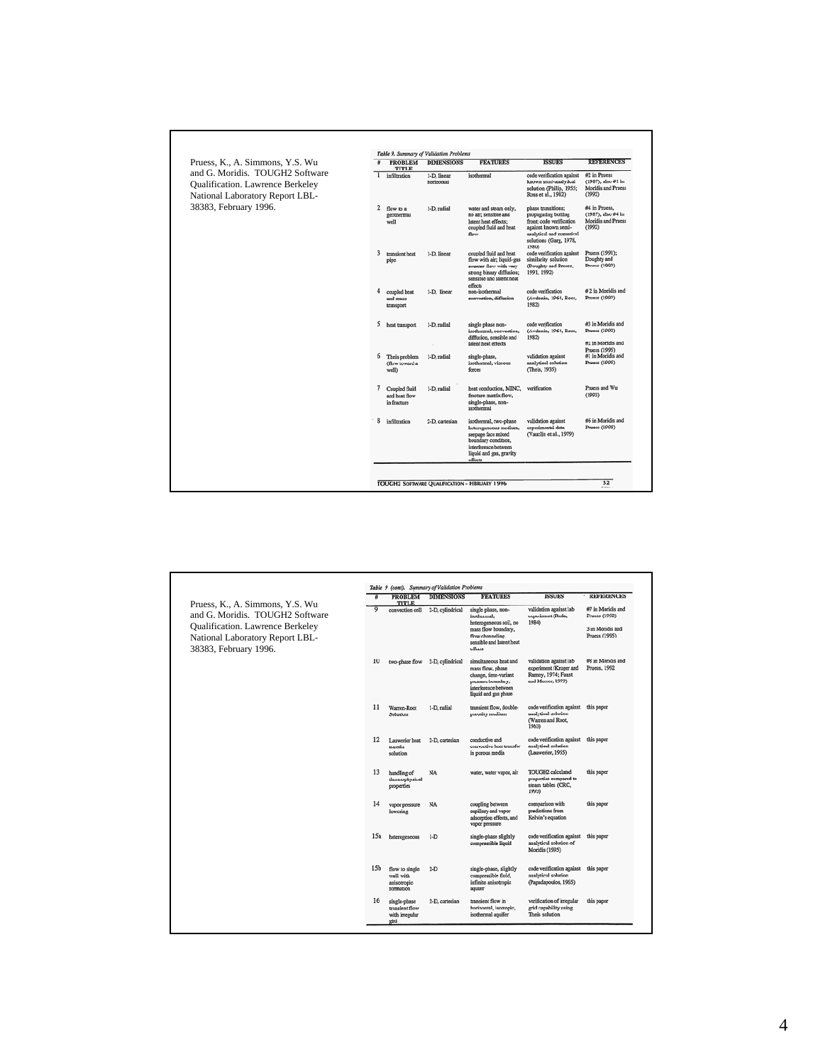Pruess, K., A. Simmons, Y.S. Wu and G. Moridis. TOUGH2 Software Qualification. Lawrence Berkeley National Laboratory Report LBL-38383, February 1996.

*Table 9. Summary of Validation Problems*

| # | PROBLEM TITLE | DIMENSIONS | FEATURES | ISSUES | REFERENCES |
|---|---|---|---|---|---|
| 1 | infiltration | 1-D, linear horizontal | isothermal | code verification against known semi-analytical solution (Philip, 1955; Ross et al., 1982) | #2 in Pruess (1987), also #1 in Moridis and Pruess (1992) |
| 2 | flow to a geothermal well | 1-D, radial | water and steam only, no air; sensible and latent heat effects; coupled fluid and heat flow | phase transitions; propagating boiling front; code verification against known semi-analytical and numerical solutions (Garg, 1978, 1980) | #4 in Pruess, (1987), also #4 in Moridis and Pruess (1992) |
| 3 | transient heat pipe | 1-D, linear | coupled fluid and heat flow with air; liquid-gas counter flow with very strong binary diffusion; sensible and latent heat effects | code verification against similarity solution (Doughty and Pruess, 1991, 1992) | Pruess (1991); Doughty and Pruess (1992) |
| 4 | coupled heat and mass transport | 1-D, linear | non-isothermal convection, diffusion | code verification (Avdonin, 1964, Ross, 1982) | #2 in Moridis and Pruess (1992) |
| 5 | heat transport | 1-D, radial | single phase non-isothermal, convection, diffusion, sensible and latent heat effects | code verification (Avdonin, 1964, Ross, 1982) | #3 in Moridis and Pruess (1992) #2 in Moridis and Pruess (1995) |
| 6 | Theis problem (flow toward a well) | 1-D, radial | single-phase, isothermal, viscous forces | validation against analytical solution (Theis, 1935) | #1 in Moridis and Pruess (1995) |
| 7 | Coupled fluid and heat flow in fracture | 1-D, radial | heat conduction, MINC, fracture matrix flow, single-phase, non-isothermal | verification | Pruess and Wu (1993) |
| 8 | infiltration | 2-D, cartesian | isothermal, two-phase heterogeneous medium, seepage face mixed boundary condition, interference between liquid and gas, gravity effects | validation against experimental data (Vauclin et al., 1979) | #6 in Moridis and Pruess (1995) |

TOUGH2 SOFTWARE QUALIFICATION - FEBRUARY 1996

Pruess, K., A. Simmons, Y.S. Wu and G. Moridis. TOUGH2 Software Qualification. Lawrence Berkeley National Laboratory Report LBL-38383, February 1996.

*Table 9 (cont). Summary of Validation Problems*

| # | PROBLEM TITLE | DIMENSIONS | FEATURES | ISSUES | REFERENCES |
|---|---|---|---|---|---|
| 9 | convection cell | 2-D, cylindrical | single phase, non-isothermal, heterogeneous soil, no mass flow boundary, flow channeling sensible and latent heat effects | validation against lab experiment (Rode, 1984) | #7 in Moridis and Pruess (1992) 3 in Moridis and Pruess (1995) |
| 10 | two-phase flow | 2-D, cylindrical | simultaneous heat and mass flow, phase change, time-variant pressure boundary, interference between liquid and gas phase | validation against lab experiment (Kruger and Ramey, 1974; Faust and Mercer, 1977) | #6 in Moridis and Pruess, 1992 |
| 11 | Warren-Root Solution | 1-D, radial | transient flow, double-porosity medium | code verification against analytical solution (Warren and Root, 1963) | this paper |
| 12 | Lauwerier heat transfer solution | 2-D, cartesian | conductive and convective heat transfer in porous media | code verification against analytical solution (Lauwerier, 1955) | this paper |
| 13 | handling of thermophysical properties | NA | water, water vapor, air | TOUGH2 calculated properties compared to steam tables (CRC, 1995) | this paper |
| 14 | vapor pressure lowering | NA | coupling between capillary and vapor adsorption effects, and vapor pressure | comparison with predictions from Kelvin's equation | this paper |
| 15a | heterogeneous | 1-D | single-phase slightly compressible liquid | code verification against analytical solution of Moridis (1995) | this paper |
| 15b | flow to single well with anisotropic formation | 2-D | single-phase, slightly compressible fluid, infinite anisotropic aquifer | code verification against analytical solution (Papadopulos, 1965) | this paper |
| 16 | single-phase transient flow with irregular grid | 2-D, cartesian | transient flow in horizontal, isotropic, isothermal aquifer | verification of irregular grid capability using Theis solution | this paper |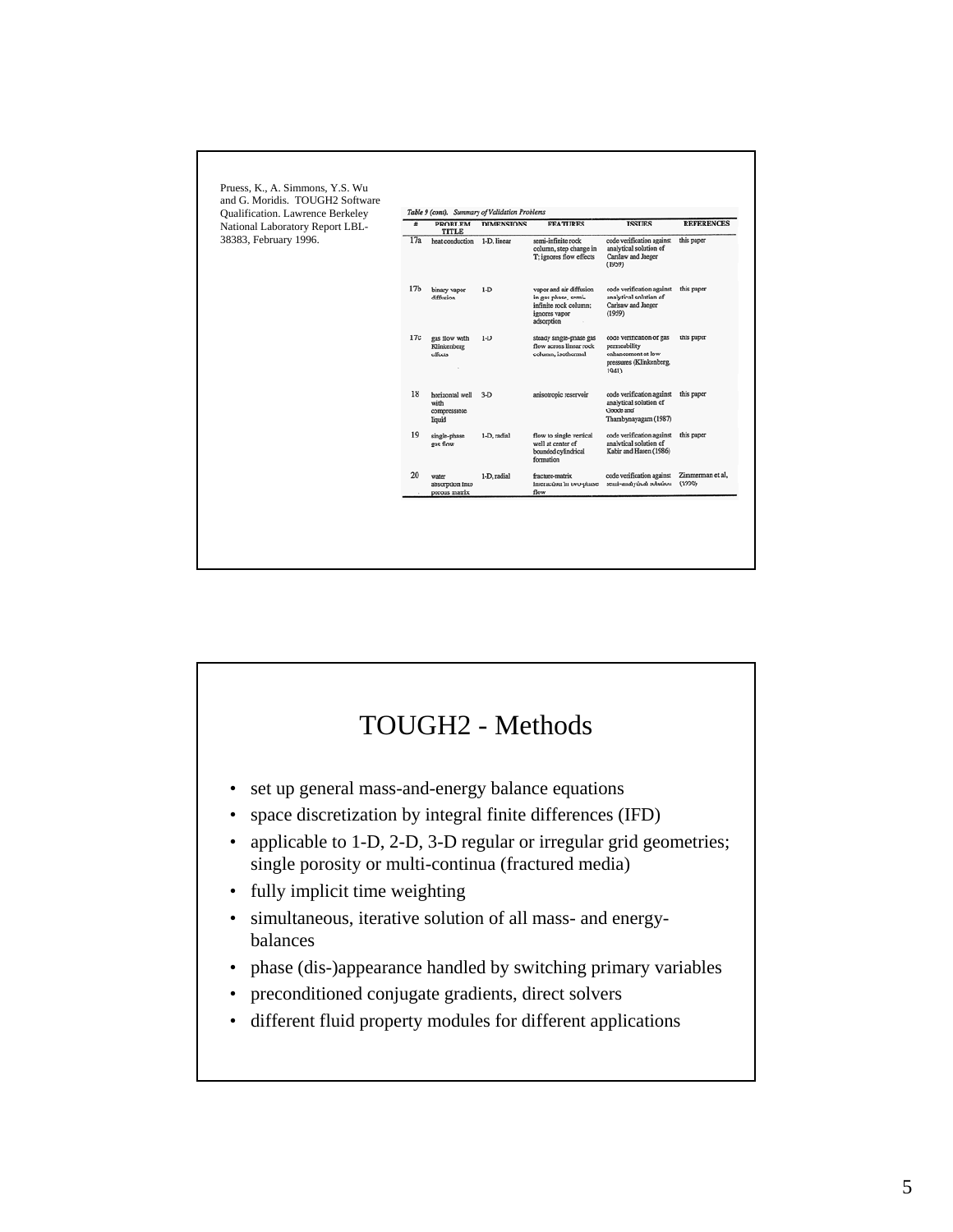Pruess, K., A. Simmons, Y.S. Wu and G. Moridis. TOUGH2 Software Qualification. Lawrence Berkeley National Laboratory Report LBL-38383, February 1996.

*Table 9 (cont). Summary of Validation Problems*

| # | PROBLEM TITLE | DIMENSIONS | FEATURES | ISSUES | REFERENCES |
|---|---|---|---|---|---|
| 17a | heat conduction | 1-D, linear | semi-infinite rock column, step change in T; ignores flow effects | code verification against analytical solution of Carslaw and Jaeger (1959) | this paper |
| 17b | binary vapor diffusion | 1-D | vapor and air diffusion in gas phase, semi-infinite rock column; ignores vapor adsorption | code verification against analytical solution of Carslaw and Jaeger (1959) | this paper |
| 17c | gas flow with Klinkenberg effects | 1-D | steady single-phase gas flow across linear rock column, isothermal | code verification of gas permeability enhancement at low pressures (Klinkenberg, 1941) | this paper |
| 18 | horizontal well with compressible liquid | 3-D | anisotropic reservoir | code verification against analytical solution of Goode and Thambynayagam (1987) | this paper |
| 19 | single-phase gas flow | 1-D, radial | flow to single vertical well at center of bounded cylindrical formation | code verification against analytical solution of Kabir and Hasan (1986) | this paper |
| 20 | water absorption into porous matrix | 1-D, radial | fracture-matrix interaction in two-phase flow | code verification against semi-analytical solution | Zimmerman et al, (1990) |

# TOUGH2 - Methods

- set up general mass-and-energy balance equations
- space discretization by integral finite differences (IFD)
- applicable to 1-D, 2-D, 3-D regular or irregular grid geometries; single porosity or multi-continua (fractured media)
- fully implicit time weighting
- simultaneous, iterative solution of all mass- and energy-balances
- phase (dis-)appearance handled by switching primary variables
- preconditioned conjugate gradients, direct solvers
- different fluid property modules for different applications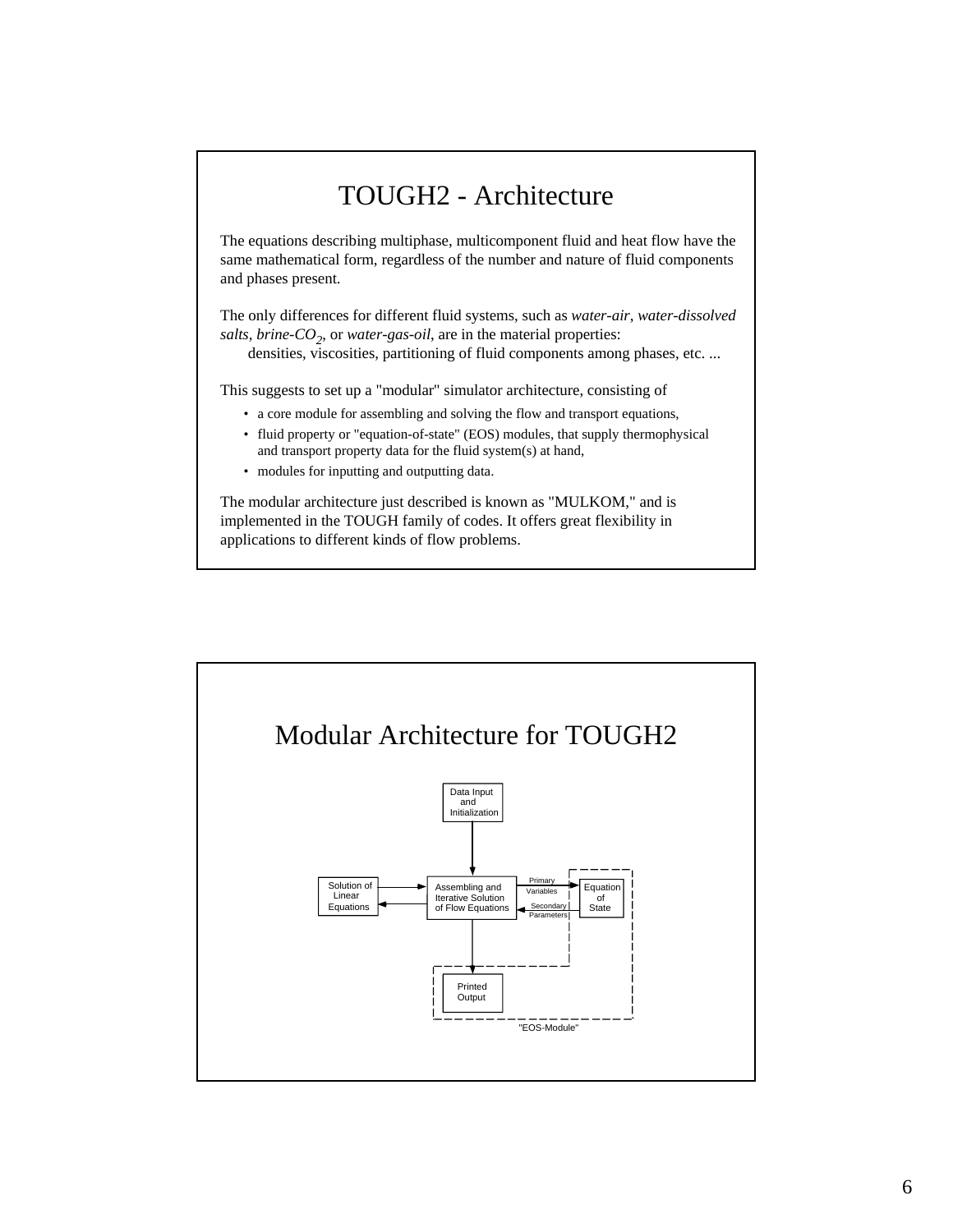# TOUGH2 - Architecture

The equations describing multiphase, multicomponent fluid and heat flow have the same mathematical form, regardless of the number and nature of fluid components and phases present.

The only differences for different fluid systems, such as *water-air*, *water-dissolved salts*, *brine-$CO_2$*, or *water-gas-oil*, are in the material properties:
densities, viscosities, partitioning of fluid components among phases, etc. ...

This suggests to set up a "modular" simulator architecture, consisting of

- a core module for assembling and solving the flow and transport equations,
- fluid property or "equation-of-state" (EOS) modules, that supply thermophysical and transport property data for the fluid system(s) at hand,
- modules for inputting and outputting data.

The modular architecture just described is known as "MULKOM," and is implemented in the TOUGH family of codes. It offers great flexibility in applications to different kinds of flow problems.

# Modular Architecture for TOUGH2

Data Input and Initialization

Solution of Linear Equations

Assembling and Iterative Solution of Flow Equations

Primary Variables

Secondary Parameters

Equation of State

Printed Output

"EOS-Module"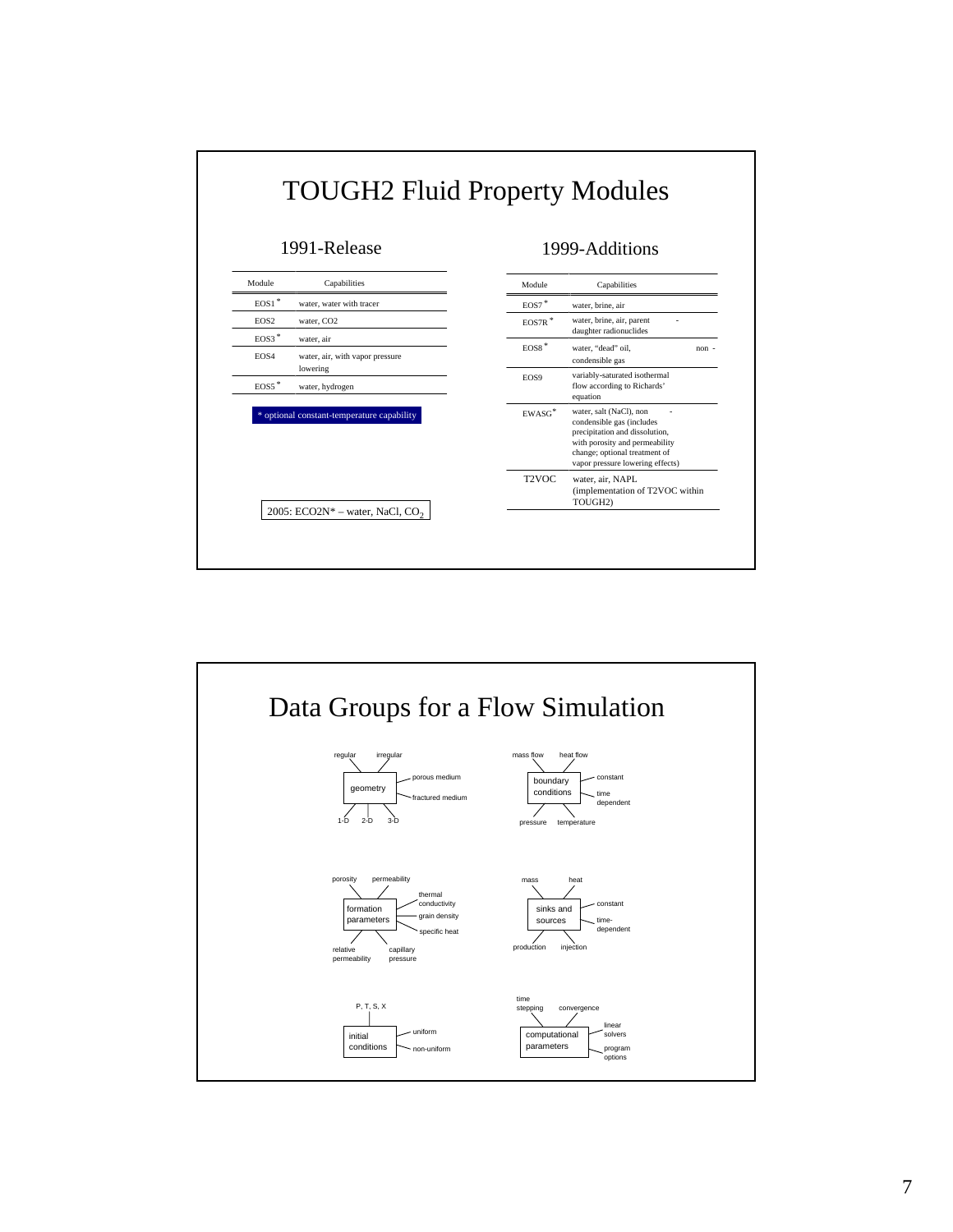# TOUGH2 Fluid Property Modules

## 1991-Release

| Module | Capabilities |
|---|---|
| EOS1* | water, water with tracer |
| EOS2 | water, CO2 |
| EOS3* | water, air |
| EOS4 | water, air, with vapor pressure lowering |
| EOS5* | water, hydrogen |

* optional constant-temperature capability

2005: ECO2N* – water, NaCl, $CO_2$

## 1999-Additions

| Module | Capabilities |
|---|---|
| EOS7* | water, brine, air |
| EOS7R* | water, brine, air, parent - daughter radionuclides |
| EOS8* | water, "dead" oil, non - condensible gas |
| EOS9 | variably-saturated isothermal flow according to Richards' equation |
| EWASG* | water, salt (NaCl), non - condensible gas (includes precipitation and dissolution, with porosity and permeability change; optional treatment of vapor pressure lowering effects) |
| T2VOC | water, air, NAPL (implementation of T2VOC within TOUGH2) |

# Data Groups for a Flow Simulation

- **geometry**: regular, irregular; porous medium, fractured medium; 1-D, 2-D, 3-D
- **boundary conditions**: mass flow, heat flow; constant, time dependent; pressure, temperature
- **formation parameters**: porosity, permeability; thermal conductivity, grain density, specific heat; relative permeability, capillary pressure
- **sinks and sources**: mass, heat; constant, time-dependent; production, injection
- **initial conditions**: P, T, S, X; uniform, non-uniform
- **computational parameters**: time stepping, convergence; linear solvers, program options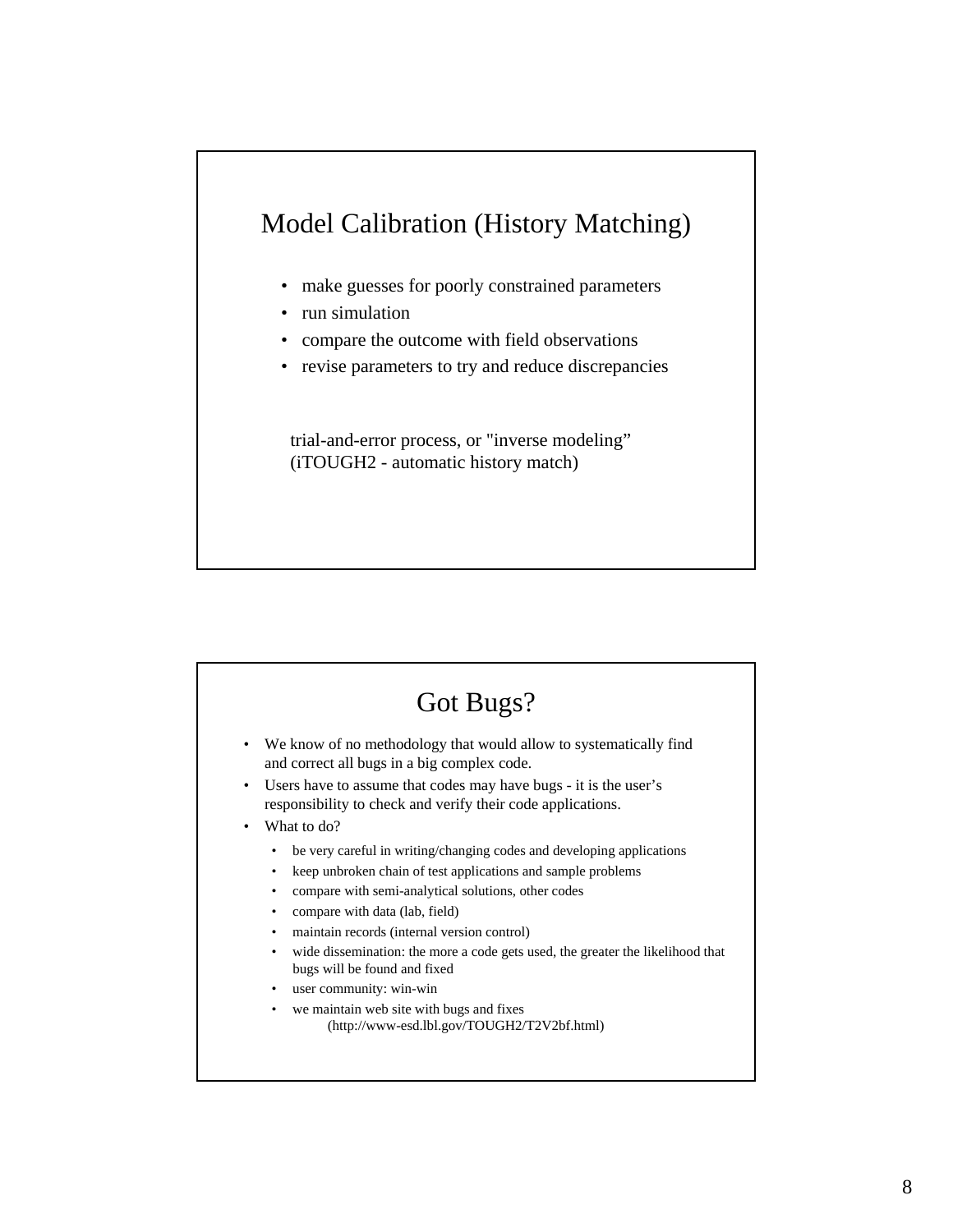## Model Calibration (History Matching)

- make guesses for poorly constrained parameters
- run simulation
- compare the outcome with field observations
- revise parameters to try and reduce discrepancies

trial-and-error process, or "inverse modeling"
(iTOUGH2 - automatic history match)

## Got Bugs?

- We know of no methodology that would allow to systematically find and correct all bugs in a big complex code.
- Users have to assume that codes may have bugs - it is the user's responsibility to check and verify their code applications.
- What to do?
  - be very careful in writing/changing codes and developing applications
  - keep unbroken chain of test applications and sample problems
  - compare with semi-analytical solutions, other codes
  - compare with data (lab, field)
  - maintain records (internal version control)
  - wide dissemination: the more a code gets used, the greater the likelihood that bugs will be found and fixed
  - user community: win-win
  - we maintain web site with bugs and fixes (http://www-esd.lbl.gov/TOUGH2/T2V2bf.html)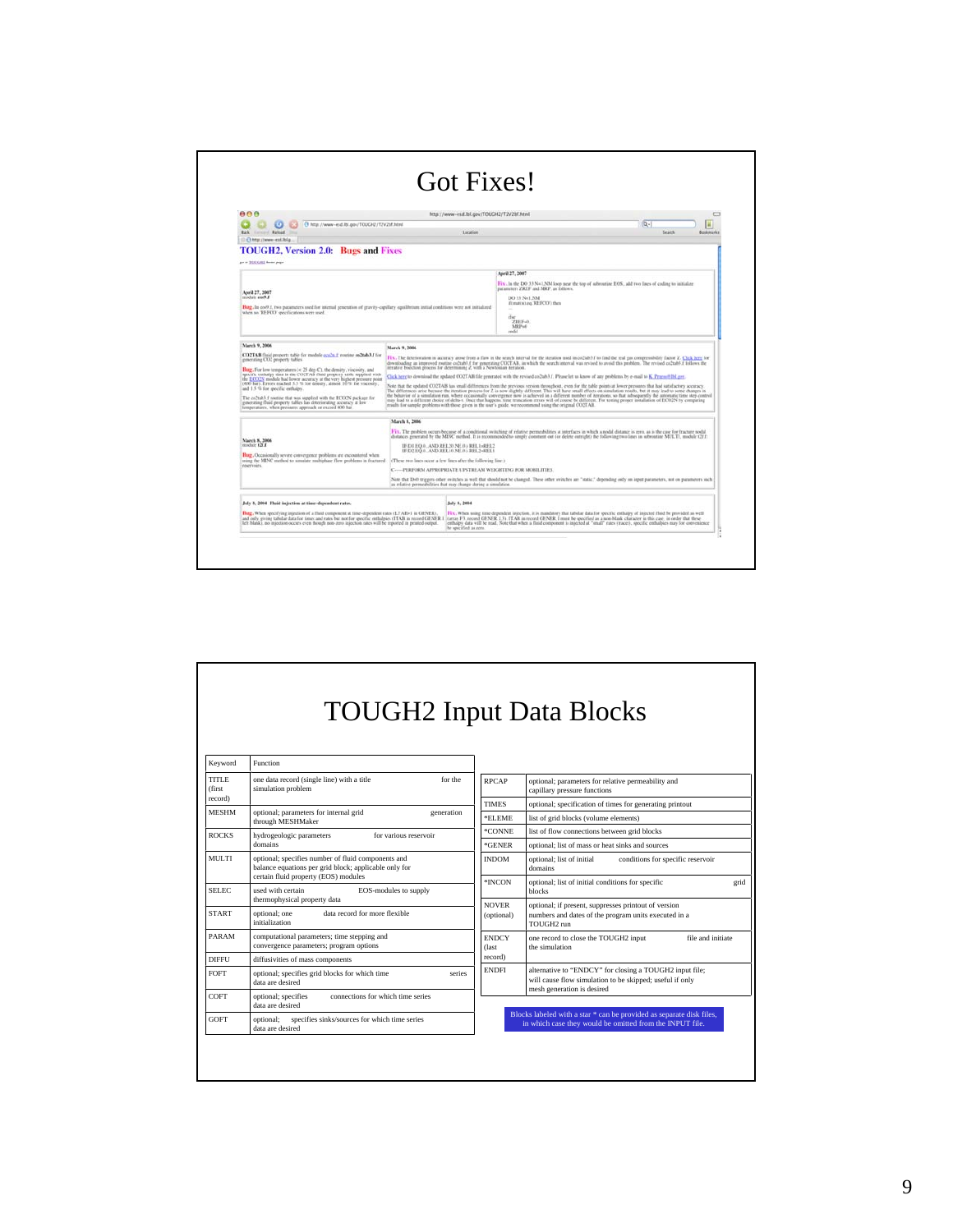# Got Fixes!

TOUGH2, Version 2.0: Bugs and Fixes

# TOUGH2 Input Data Blocks

| Keyword | Function |
|---|---|
| TITLE (first record) | one data record (single line) with a title for the simulation problem |
| MESHM | optional; parameters for internal grid generation through MESHMaker |
| ROCKS | hydrogeologic parameters for various reservoir domains |
| MULTI | optional; specifies number of fluid components and balance equations per grid block; applicable only for certain fluid property (EOS) modules |
| SELEC | used with certain EOS-modules to supply thermophysical property data |
| START | optional; one data record for more flexible initialization |
| PARAM | computational parameters; time stepping and convergence parameters; program options |
| DIFFU | diffusivities of mass components |
| FOFT | optional; specifies grid blocks for which time series data are desired |
| COFT | optional; specifies connections for which time series data are desired |
| GOFT | optional; specifies sinks/sources for which time series data are desired |
| RPCAP | optional; parameters for relative permeability and capillary pressure functions |
| TIMES | optional; specification of times for generating printout |
| *ELEME | list of grid blocks (volume elements) |
| *CONNE | list of flow connections between grid blocks |
| *GENER | optional; list of mass or heat sinks and sources |
| INDOM | optional; list of initial conditions for specific reservoir domains |
| *INCON | optional; list of initial conditions for specific grid blocks |
| NOVER (optional) | optional; if present, suppresses printout of version numbers and dates of the program units executed in a TOUGH2 run |
| ENDCY (last record) | one record to close the TOUGH2 input file and initiate the simulation |
| ENDFI | alternative to "ENDCY" for closing a TOUGH2 input file; will cause flow simulation to be skipped; useful if only mesh generation is desired |

Blocks labeled with a star * can be provided as separate disk files, in which case they would be omitted from the INPUT file.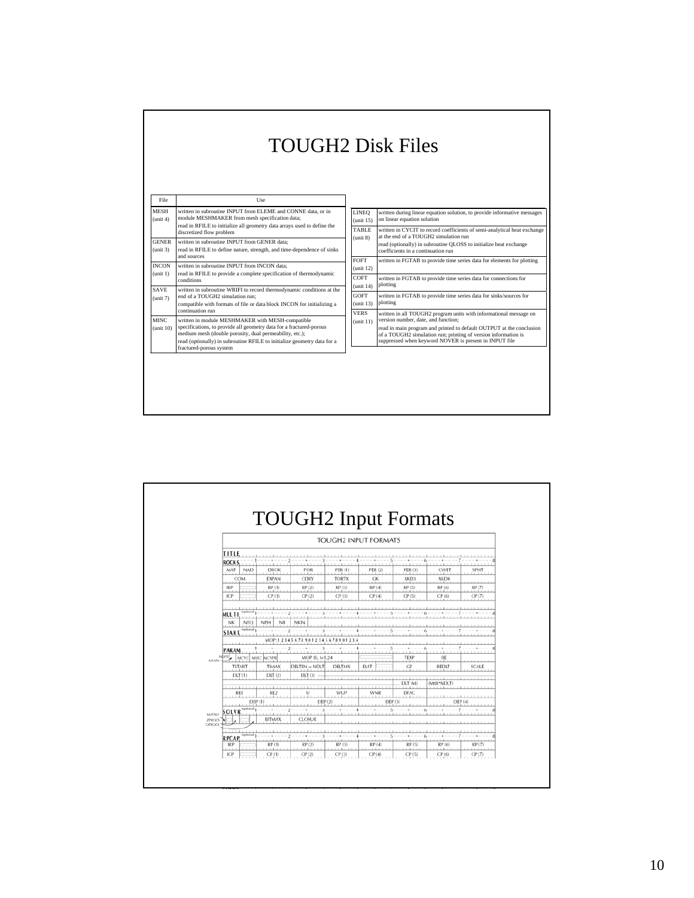# TOUGH2 Disk Files

| File | Use |
|---|---|
| MESH (unit 4) | written in subroutine INPUT from ELEME and CONNE data, or in module MESHMAKER from mesh specification data; read in RFILE to initialize all geometry data arrays used to define the discretized flow problem |
| GENER (unit 3) | written in subroutine INPUT from GENER data; read in RFILE to define nature, strength, and time-dependence of sinks and sources |
| INCON (unit 1) | written in subroutine INPUT from INCON data; read in RFILE to provide a complete specification of thermodynamic conditions |
| SAVE (unit 7) | written in subroutine WRIFI to record thermodynamic conditions at the end of a TOUGH2 simulation run; compatible with formats of file or data block INCON for initializing a continuation run |
| MINC (unit 10) | written in module MESHMAKER with MESH-compatible specifications, to provide all geometry data for a fractured-porous medium mesh (double porosity, dual permeability, etc.); read (optionally) in subroutine RFILE to initialize geometry data for a fractured-porous system |
| LINEQ (unit 15) | written during linear equation solution, to provide informative messages on linear equation solution |
| TABLE (unit 8) | written in CYCIT to record coefficients of semi-analytical heat exchange at the end of a TOUGH2 simulation run; read (optionally) in subroutine QLOSS to initialize heat exchange coefficients in a continuation run |
| FOFT (unit 12) | written in FGTAB to provide time series data for elements for plotting |
| COFT (unit 14) | written in FGTAB to provide time series data for connections for plotting |
| GOFT (unit 13) | written in FGTAB to provide time series data for sinks/sources for plotting |
| VERS (unit 11) | written in all TOUGH2 program units with informational message on version number, date, and function; read in main program and printed to default OUTPUT at the conclusion of a TOUGH2 simulation run; printing of version information is suppressed when keyword NOVER is present in INPUT file |

# TOUGH2 Input Formats

TOUGH2 INPUT FORMATS

TITLE

ROCKS: MAT, NAD, DROK, POR, PER (1), PER (2), PER (3), CWET, SPHT; COM, EXPAN, CDRY, TORTX, GK, XKD3, XKD4; IRP, RP (1), RP (2), RP (3), RP (4), RP (5), RP (6), RP (7); ICP, CP (1), CP (2), CP (3), CP (4), CP (5), CP (6), CP (7)

MULTI (optional): NK, NEQ, NPH, NB, NKIN

START (optional): MOP: 1 2 3 4 5 6 7 8 9 0 1 2 3 4 5 6 7 8 9 0 1 2 3 4

PARAM: NOITE, KDATA, MCYC, MSEC, MCYPR, MOP (I), I=1,24, TEXP, BE; TSTART, TIMAX, DELTEN or NDLT, DELTMX, ELST, GF, REDLT, SCALE; DLT (1), DLT (2), DLT (3) ... DLT (M) (M≤8\*NDLT); RE1, RE2, U, WUP, WNR, DFAC; DEP (1), DEP (2), DEP (3), DEP (4)

SOLVR (optional): MATSLV, ZPROCS, OPROCS, RITMAX, CLOSUR

RPCAP (optional): IRP, RP (1), RP (2), RP (3), RP (4), RP (5), RP (6), RP (7); ICP, CP (1), CP (2), CP (3), CP (4), CP (5), CP (6), CP (7)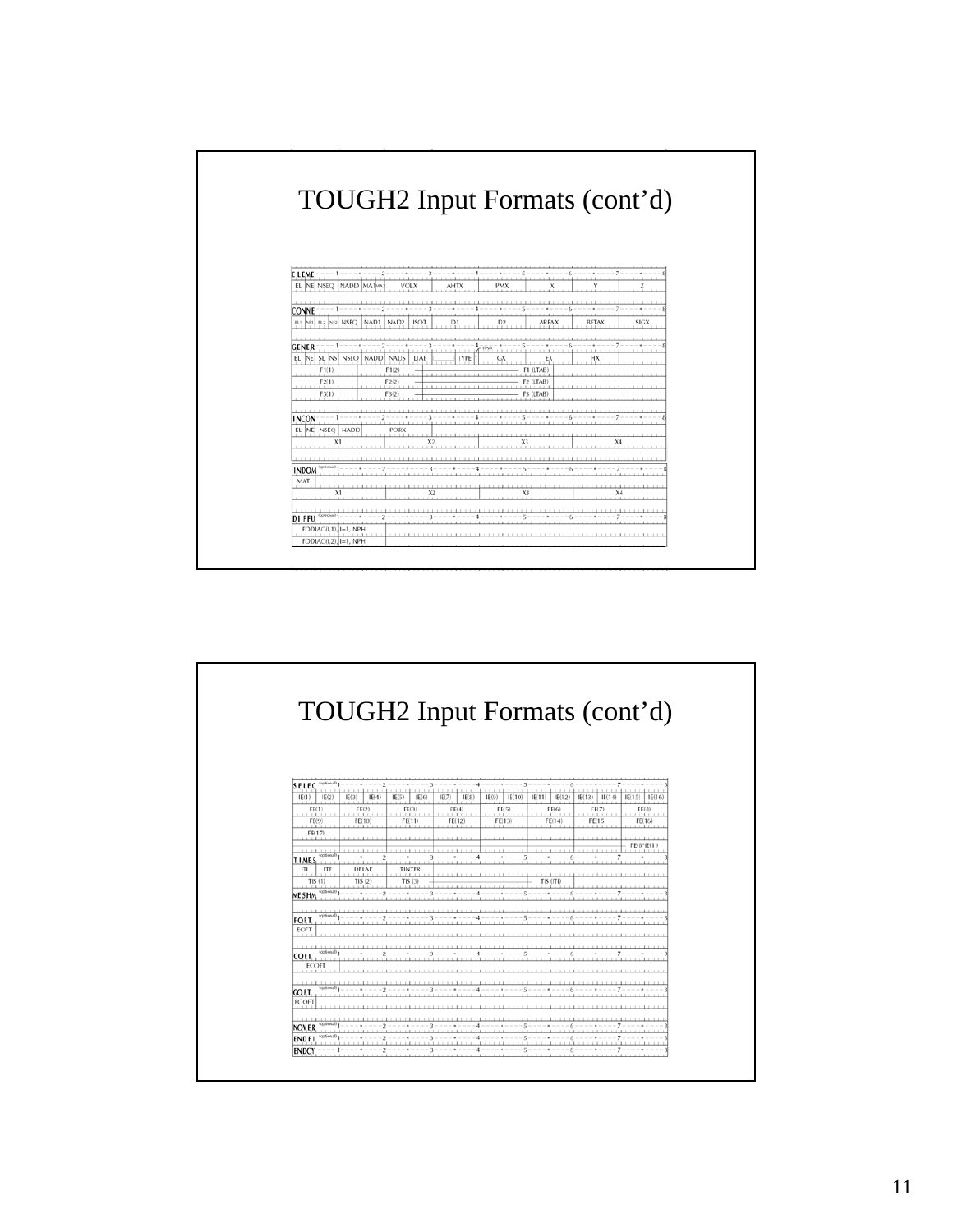# TOUGH2 Input Formats (cont'd)

**ELEME**

| EL | NE | NSEQ | NADD | MA1 MA2 | VOLX | AHTX | PMX | X | Y | Z |
|---|---|---|---|---|---|---|---|---|---|---|

**CONNE**

| EL1 | NE1 | EL2 | NE2 | NSEQ | NAD1 | NAD2 | ISOT | D1 | D2 | AREAX | BETAX | SIGX |
|---|---|---|---|---|---|---|---|---|---|---|---|---|

**GENER**

| EL | NE | SL | NS | NSEQ | NADD | NADS | LTAB | | TYPE | ITAB | GX | EX | HX |
|---|---|---|---|---|---|---|---|---|---|---|---|---|---|

F1(1) F1(2) ... F1 (LTAB)

F2(1) F2(2) ... F2 (LTAB)

F3(1) F3(2) ... F3 (LTAB)

**INCON**

| EL | NE | NSEQ | NADD | PORX |
|---|---|---|---|---|

| X1 | X2 | X3 | X4 |
|---|---|---|---|

**INDOM** (optional)

MAT

| X1 | X2 | X3 | X4 |
|---|---|---|---|

**DIFFU** (optional)

FDDIAG(I,1), I=1, NPH

FDDIAG(I,2), I=1, NPH

# TOUGH2 Input Formats (cont'd)

**SELEC** (optional)

| IE(1) | IE(2) | IE(3) | IE(4) | IE(5) | IE(6) | IE(7) | IE(8) | IE(9) | IE(10) | IE(11) | IE(12) | IE(13) | IE(14) | IE(15) | IE(16) |
|---|---|---|---|---|---|---|---|---|---|---|---|---|---|---|---|

| FE(1) | FE(2) | FE(3) | FE(4) | FE(5) | FE(6) | FE(7) | FE(8) |
|---|---|---|---|---|---|---|---|
| FE(9) | FE(10) | FE(11) | FE(12) | FE(13) | FE(14) | FE(15) | FE(16) |
| FE(17) | ... | | | | | | FE(8*IE(1)) |

**TIMES** (optional)

| ITI | ITE | DELAF | TINTER |
|---|---|---|---|

TIS (1) TIS (2) TIS (3) ... TIS (ITI)

**MESHM** (optional)

**FOFT** (optional)

EOFT

**COFT** (optional)

ECOFT

**GOFT** (optional)

EGOFT

**NOVER** (optional)

**ENDFI** (optional)

**ENDCY**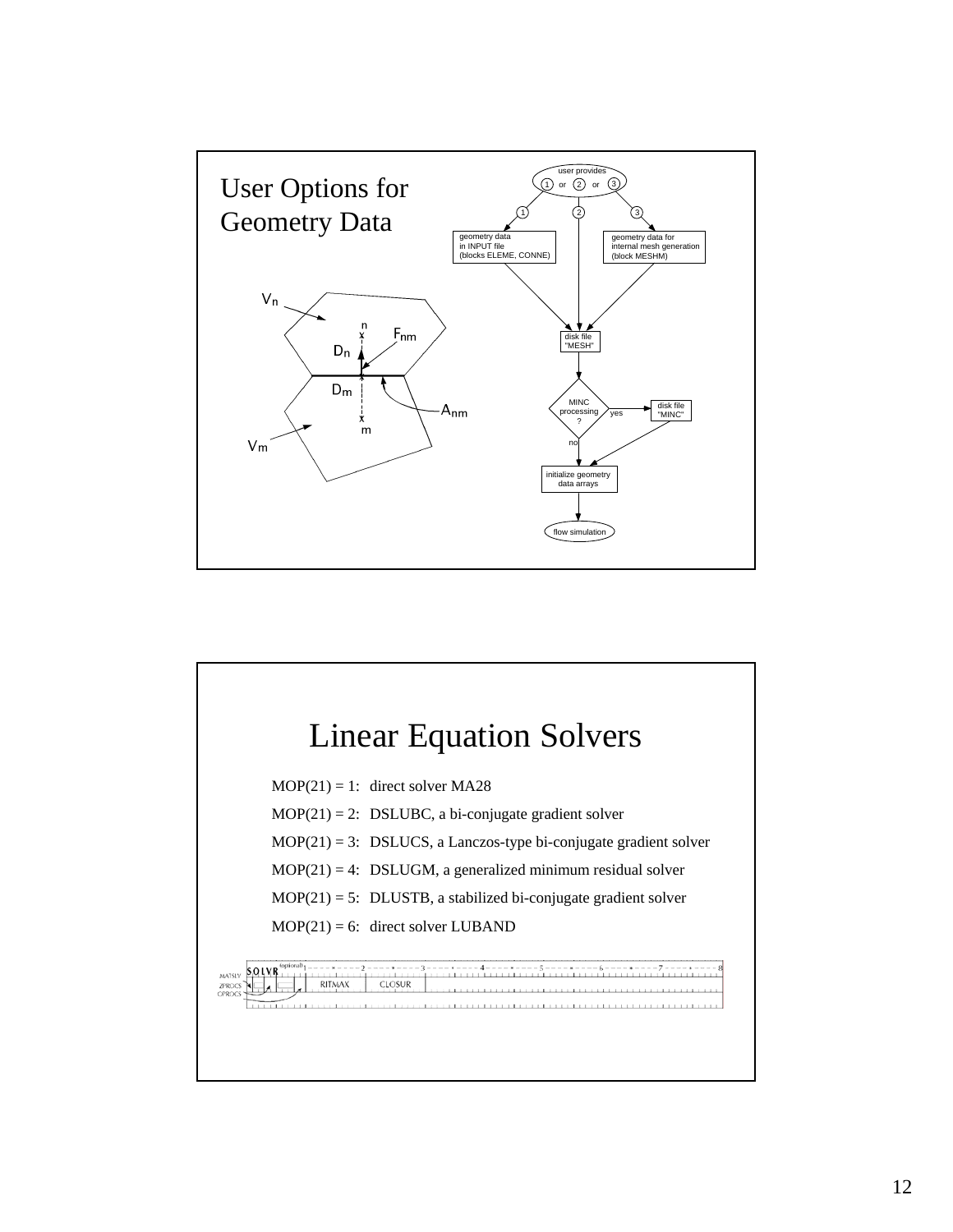# User Options for Geometry Data

user provides
1 or 2 or 3

1
geometry data in INPUT file (blocks ELEME, CONNE)

2

3
geometry data for internal mesh generation (block MESHM)

disk file "MESH"

MINC processing ?

yes

disk file "MINC"

no

initialize geometry data arrays

flow simulation

$V_n$

n

$F_{nm}$

$D_n$

$D_m$

$A_{nm}$

m

$V_m$

# Linear Equation Solvers

MOP(21) = 1: direct solver MA28

MOP(21) = 2: DSLUBC, a bi-conjugate gradient solver

MOP(21) = 3: DSLUCS, a Lanczos-type bi-conjugate gradient solver

MOP(21) = 4: DSLUGM, a generalized minimum residual solver

MOP(21) = 5: DLUSTB, a stabilized bi-conjugate gradient solver

MOP(21) = 6: direct solver LUBAND

SOLVR (optional)

MATSLV

ZPROCS

OPROCS

RITMAX

CLOSUR